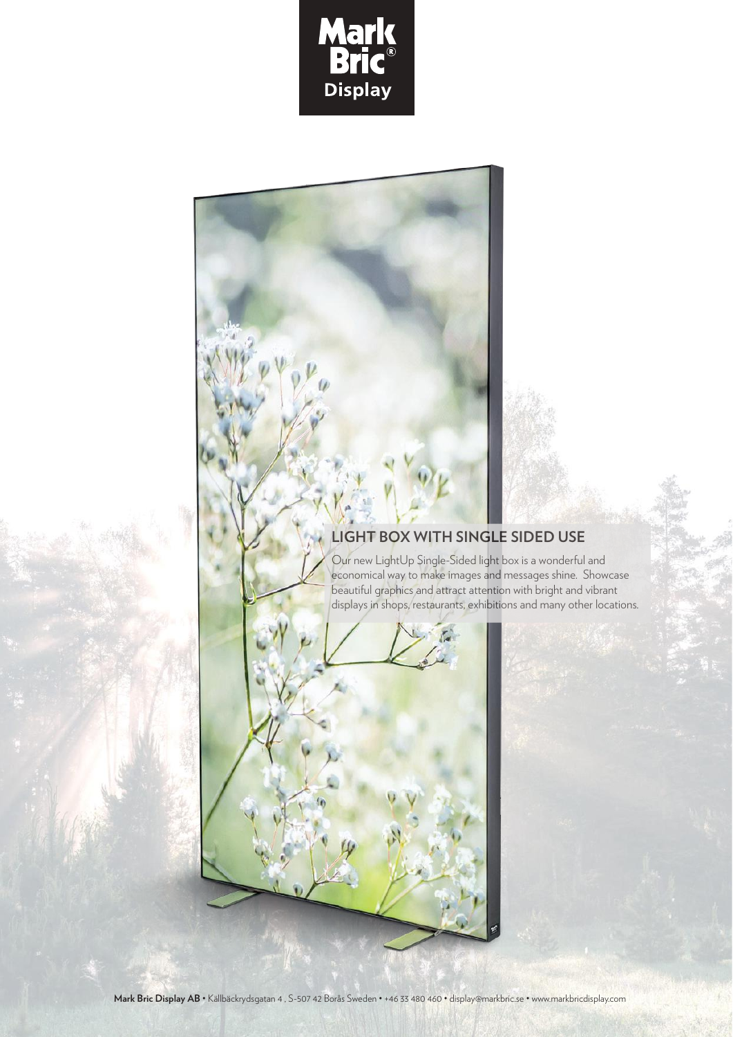Mark Bric® Display

## LIGHT BOX WITH SINGLE SIDED USE

Our new LightUp Single-Sided light box is a wonderful and economical way to make images and messages shine. Showcase beautiful graphics and attract attention with bright and vibrant displays in shops, restaurants, exhibitions and many other locations.

**Mark Bric Display AB** • Källbäckrydsgatan 4 , S-507 42 Borås Sweden • +46 33 480 460 • display@markbric.se • www.markbricdisplay.com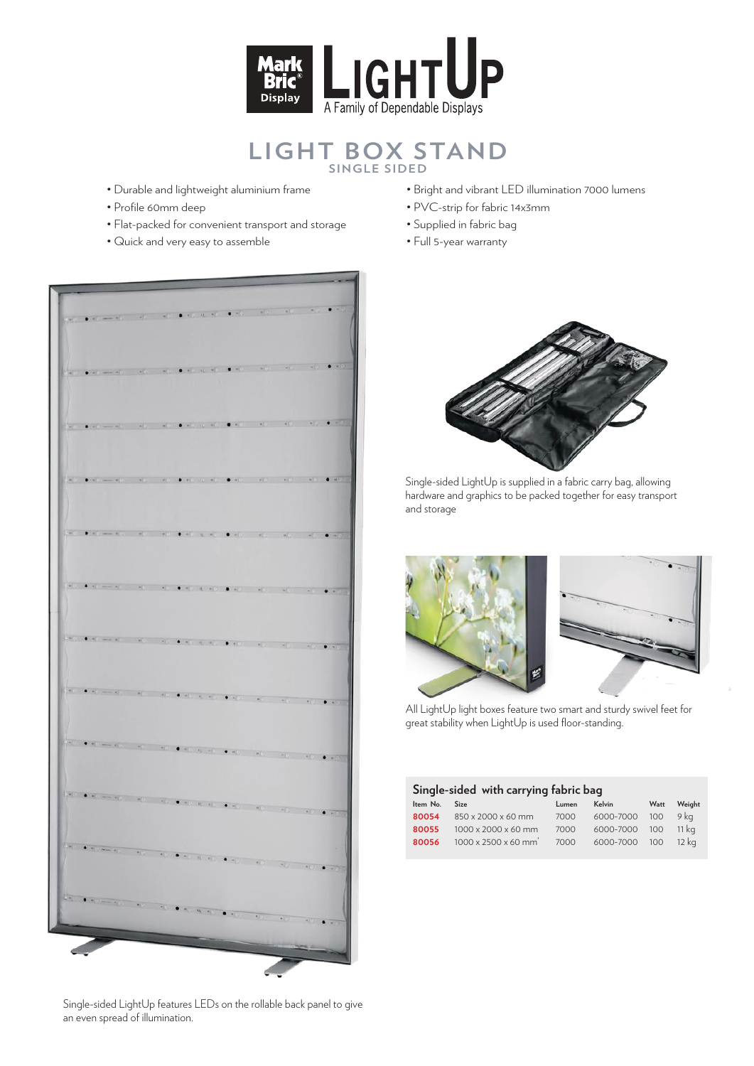# LIGHT BOX STAND

## SINGLE SIDED

- Durable and lightweight aluminium frame
- Profile 60mm deep
- Flat-packed for convenient transport and storage
- Quick and very easy to assemble
- Bright and vibrant LED illumination 7000 lumens
- PVC-strip for fabric 14x3mm
- Supplied in fabric bag
- Full 5-year warranty

Single-sided LightUp is supplied in a fabric carry bag, allowing hardware and graphics to be packed together for easy transport and storage

All LightUp light boxes feature two smart and sturdy swivel feet for great stability when LightUp is used floor-standing.

### Single-sided with carrying fabric bag

| Item No. | Size | Lumen | Kelvin | Watt | Weight |
|---|---|---|---|---|---|
| 80054 | 850 x 2000 x 60 mm | 7000 | 6000-7000 | 100 | 9 kg |
| 80055 | 1000 x 2000 x 60 mm | 7000 | 6000-7000 | 100 | 11 kg |
| 80056 | 1000 x 2500 x 60 mm | 7000 | 6000-7000 | 100 | 12 kg |

Single-sided LightUp features LEDs on the rollable back panel to give an even spread of illumination.